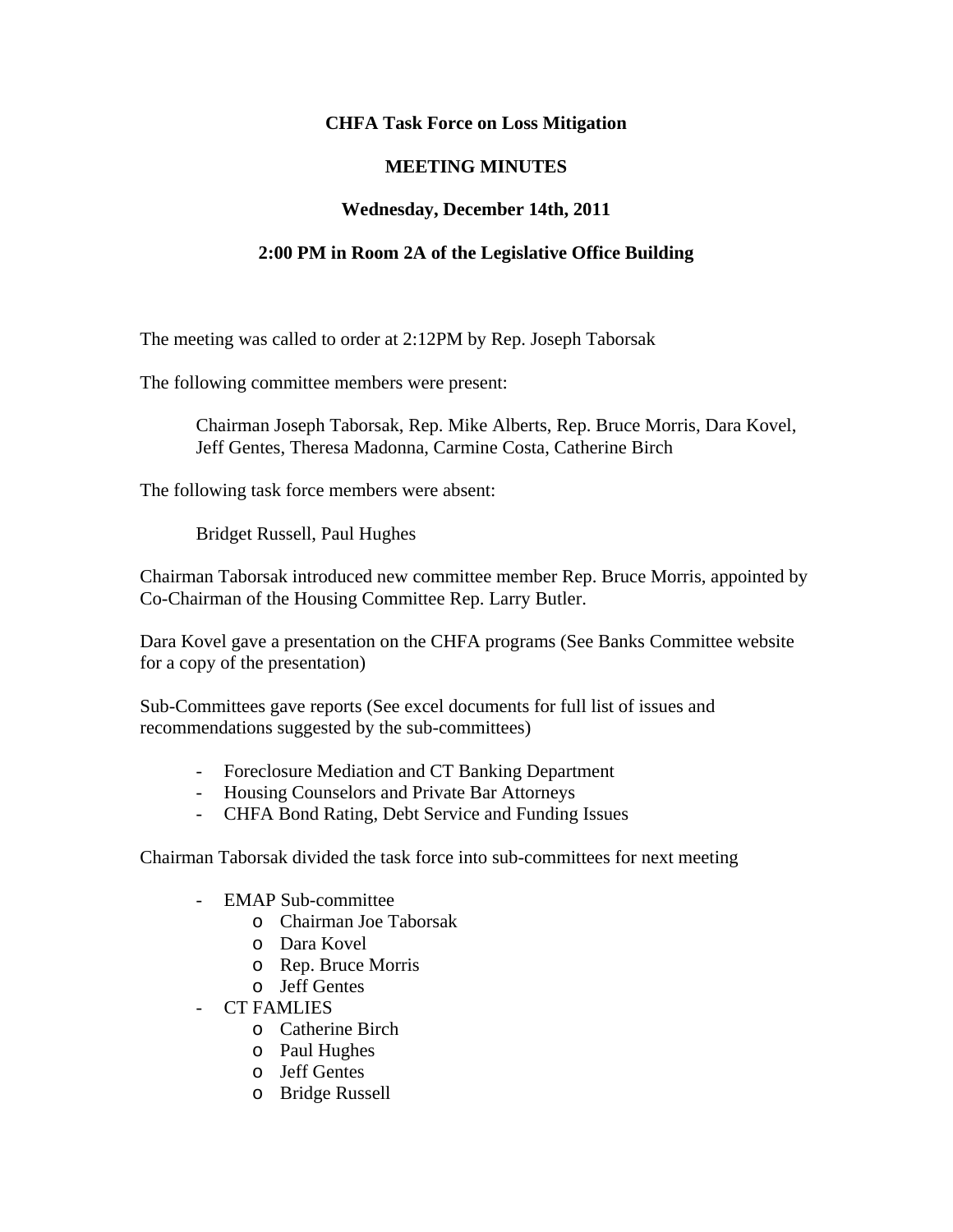**CHFA Task Force on Loss Mitigation**

**MEETING MINUTES**

**Wednesday, December 14th, 2011**

**2:00 PM in Room 2A of the Legislative Office Building**

The meeting was called to order at 2:12PM by Rep. Joseph Taborsak

The following committee members were present:

> Chairman Joseph Taborsak, Rep. Mike Alberts, Rep. Bruce Morris, Dara Kovel, Jeff Gentes, Theresa Madonna, Carmine Costa, Catherine Birch

The following task force members were absent:

> Bridget Russell, Paul Hughes

Chairman Taborsak introduced new committee member Rep. Bruce Morris, appointed by Co-Chairman of the Housing Committee Rep. Larry Butler.

Dara Kovel gave a presentation on the CHFA programs (See Banks Committee website for a copy of the presentation)

Sub-Committees gave reports (See excel documents for full list of issues and recommendations suggested by the sub-committees)

- Foreclosure Mediation and CT Banking Department
- Housing Counselors and Private Bar Attorneys
- CHFA Bond Rating, Debt Service and Funding Issues

Chairman Taborsak divided the task force into sub-committees for next meeting

- EMAP Sub-committee
  - Chairman Joe Taborsak
  - Dara Kovel
  - Rep. Bruce Morris
  - Jeff Gentes
- CT FAMLIES
  - Catherine Birch
  - Paul Hughes
  - Jeff Gentes
  - Bridge Russell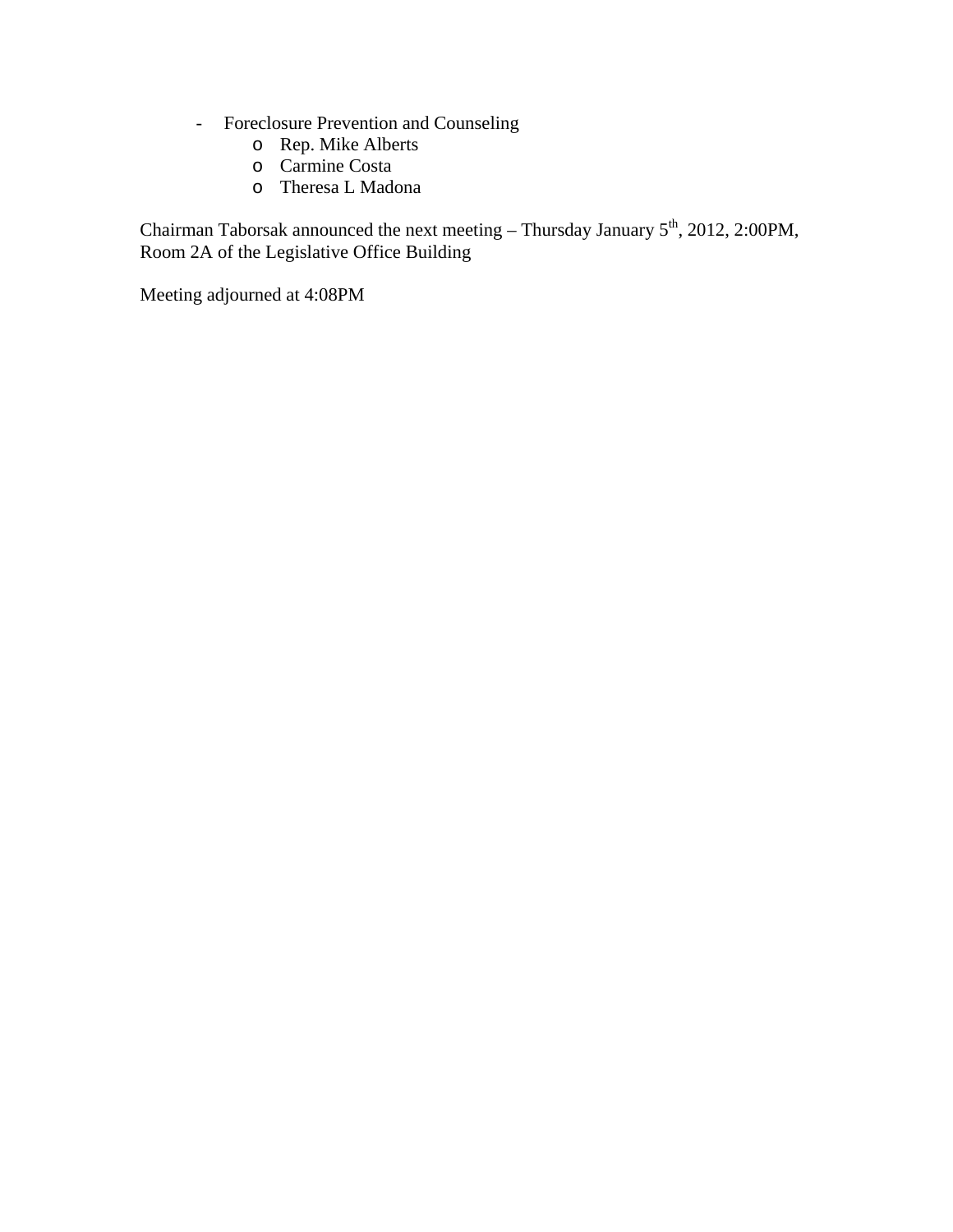- Foreclosure Prevention and Counseling
  - Rep. Mike Alberts
  - Carmine Costa
  - Theresa L Madona

Chairman Taborsak announced the next meeting – Thursday January 5th, 2012, 2:00PM, Room 2A of the Legislative Office Building

Meeting adjourned at 4:08PM